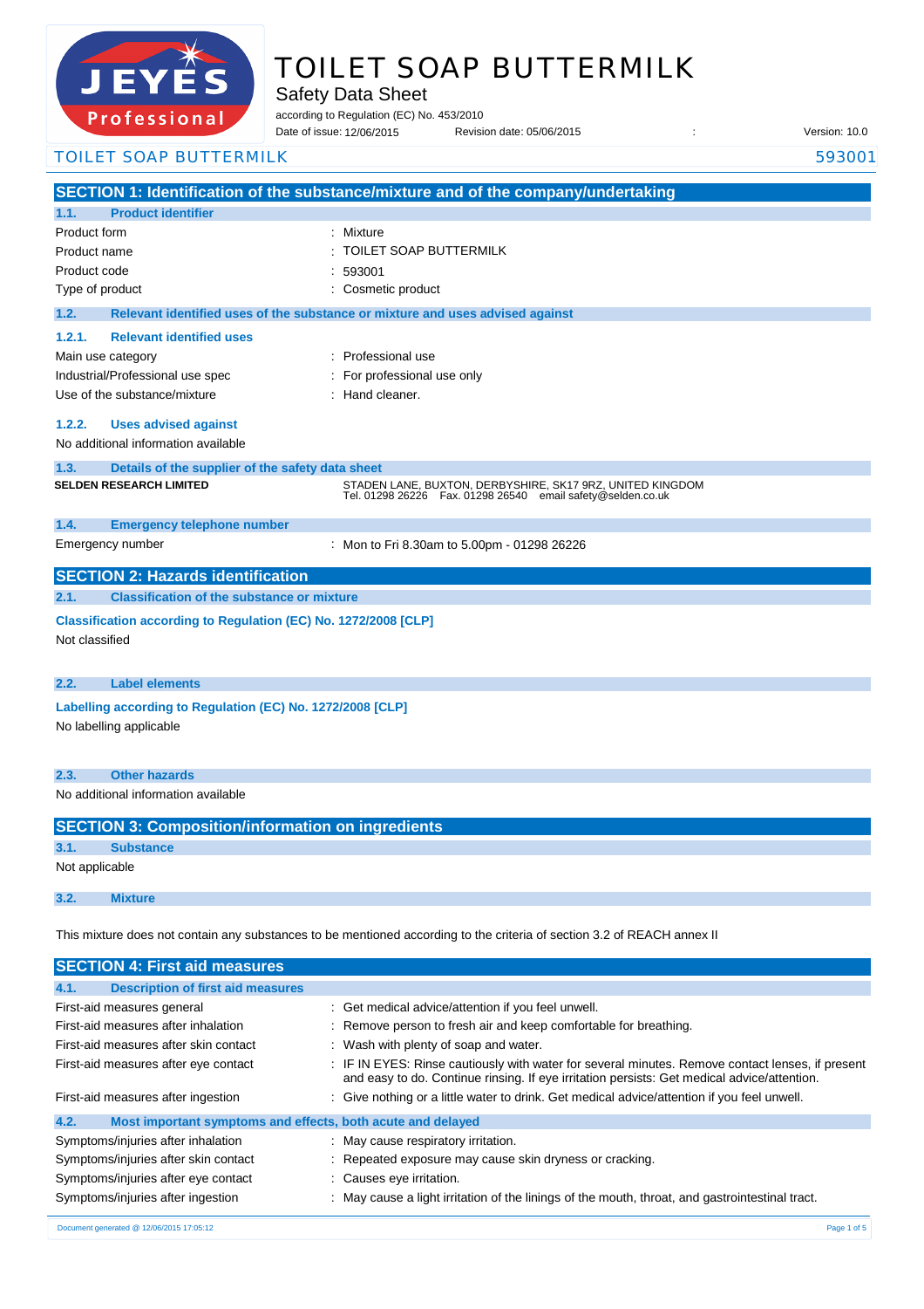# TOILET SOAP BUTTERMILK

## Safety Data Sheet

according to Regulation (EC) No. 453/2010

Date of issue: 12/06/2015 Revision date: 05/06/2015 : Version: 10.0

TOILET SOAP BUTTERMILK 593001

## SECTION 1: Identification of the substance/mixture and of the company/undertaking

### 1.1. Product identifier

| | |
|---|---|
| Product form | : Mixture |
| Product name | : TOILET SOAP BUTTERMILK |
| Product code | : 593001 |
| Type of product | : Cosmetic product |

### 1.2. Relevant identified uses of the substance or mixture and uses advised against

#### 1.2.1. Relevant identified uses

| | |
|---|---|
| Main use category | : Professional use |
| Industrial/Professional use spec | : For professional use only |
| Use of the substance/mixture | : Hand cleaner. |

#### 1.2.2. Uses advised against

No additional information available

### 1.3. Details of the supplier of the safety data sheet

**SELDEN RESEARCH LIMITED**

STADEN LANE, BUXTON, DERBYSHIRE, SK17 9RZ, UNITED KINGDOM
Tel. 01298 26226 Fax. 01298 26540 email safety@selden.co.uk

### 1.4. Emergency telephone number

| | |
|---|---|
| Emergency number | : Mon to Fri 8.30am to 5.00pm - 01298 26226 |

## SECTION 2: Hazards identification

### 2.1. Classification of the substance or mixture

**Classification according to Regulation (EC) No. 1272/2008 [CLP]**

Not classified

### 2.2. Label elements

**Labelling according to Regulation (EC) No. 1272/2008 [CLP]**

No labelling applicable

### 2.3. Other hazards

No additional information available

## SECTION 3: Composition/information on ingredients

### 3.1. Substance

Not applicable

### 3.2. Mixture

This mixture does not contain any substances to be mentioned according to the criteria of section 3.2 of REACH annex II

## SECTION 4: First aid measures

### 4.1. Description of first aid measures

| | |
|---|---|
| First-aid measures general | : Get medical advice/attention if you feel unwell. |
| First-aid measures after inhalation | : Remove person to fresh air and keep comfortable for breathing. |
| First-aid measures after skin contact | : Wash with plenty of soap and water. |
| First-aid measures after eye contact | : IF IN EYES: Rinse cautiously with water for several minutes. Remove contact lenses, if present and easy to do. Continue rinsing. If eye irritation persists: Get medical advice/attention. |
| First-aid measures after ingestion | : Give nothing or a little water to drink. Get medical advice/attention if you feel unwell. |

### 4.2. Most important symptoms and effects, both acute and delayed

| | |
|---|---|
| Symptoms/injuries after inhalation | : May cause respiratory irritation. |
| Symptoms/injuries after skin contact | : Repeated exposure may cause skin dryness or cracking. |
| Symptoms/injuries after eye contact | : Causes eye irritation. |
| Symptoms/injuries after ingestion | : May cause a light irritation of the linings of the mouth, throat, and gastrointestinal tract. |

Document generated @ 12/06/2015 17:05:12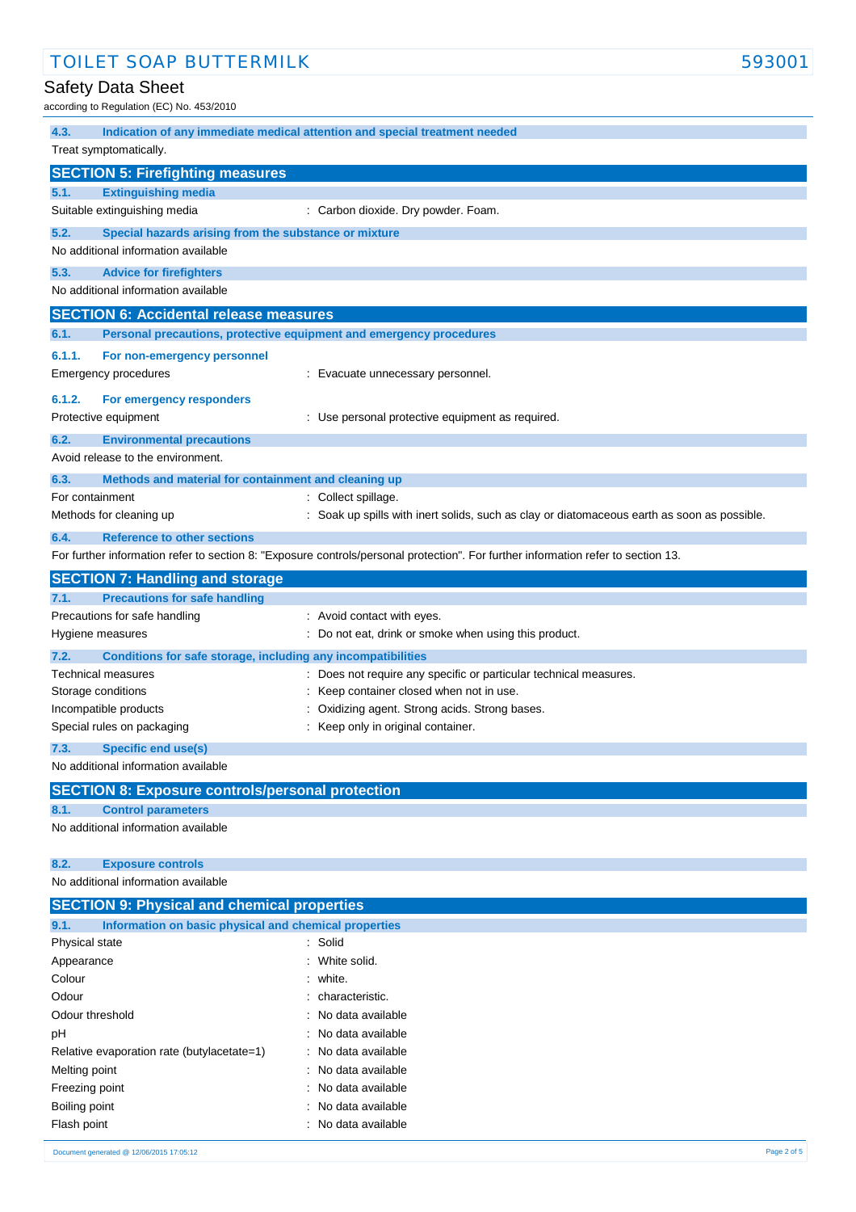### 4.3. Indication of any immediate medical attention and special treatment needed

Treat symptomatically.

## SECTION 5: Firefighting measures

### 5.1. Extinguishing media

| | |
|---|---|
| Suitable extinguishing media | : Carbon dioxide. Dry powder. Foam. |

### 5.2. Special hazards arising from the substance or mixture

No additional information available

### 5.3. Advice for firefighters

No additional information available

## SECTION 6: Accidental release measures

### 6.1. Personal precautions, protective equipment and emergency procedures

#### 6.1.1. For non-emergency personnel

| | |
|---|---|
| Emergency procedures | : Evacuate unnecessary personnel. |

#### 6.1.2. For emergency responders

| | |
|---|---|
| Protective equipment | : Use personal protective equipment as required. |

### 6.2. Environmental precautions

Avoid release to the environment.

### 6.3. Methods and material for containment and cleaning up

| | |
|---|---|
| For containment | : Collect spillage. |
| Methods for cleaning up | : Soak up spills with inert solids, such as clay or diatomaceous earth as soon as possible. |

### 6.4. Reference to other sections

For further information refer to section 8: "Exposure controls/personal protection". For further information refer to section 13.

## SECTION 7: Handling and storage

### 7.1. Precautions for safe handling

| | |
|---|---|
| Precautions for safe handling | : Avoid contact with eyes. |
| Hygiene measures | : Do not eat, drink or smoke when using this product. |

### 7.2. Conditions for safe storage, including any incompatibilities

| | |
|---|---|
| Technical measures | : Does not require any specific or particular technical measures. |
| Storage conditions | : Keep container closed when not in use. |
| Incompatible products | : Oxidizing agent. Strong acids. Strong bases. |
| Special rules on packaging | : Keep only in original container. |

### 7.3. Specific end use(s)

No additional information available

## SECTION 8: Exposure controls/personal protection

### 8.1. Control parameters

No additional information available

### 8.2. Exposure controls

No additional information available

## SECTION 9: Physical and chemical properties

### 9.1. Information on basic physical and chemical properties

| | |
|---|---|
| Physical state | : Solid |
| Appearance | : White solid. |
| Colour | : white. |
| Odour | : characteristic. |
| Odour threshold | : No data available |
| pH | : No data available |
| Relative evaporation rate (butylacetate=1) | : No data available |
| Melting point | : No data available |
| Freezing point | : No data available |
| Boiling point | : No data available |
| Flash point | : No data available |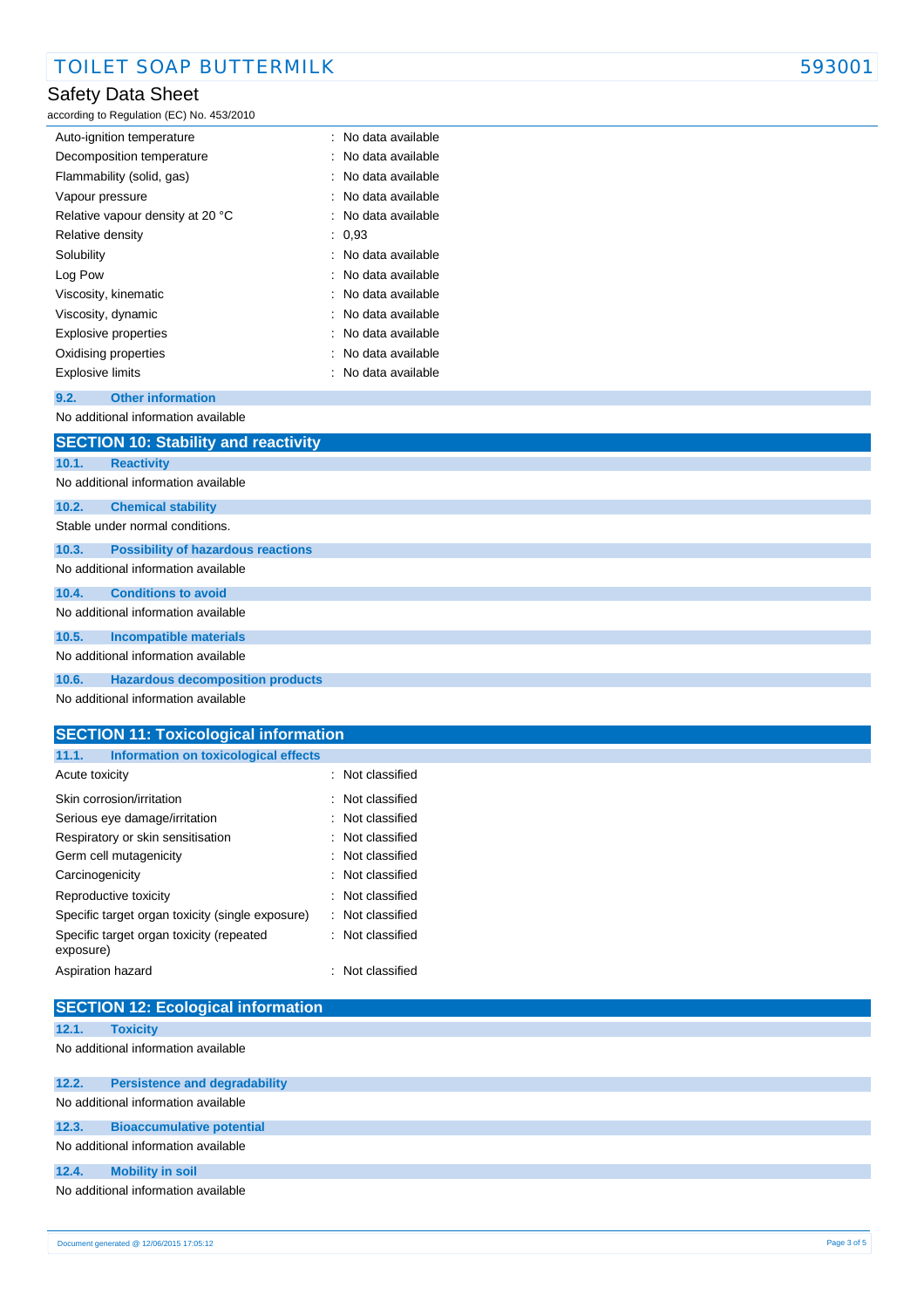| | |
|---|---|
| Auto-ignition temperature | : No data available |
| Decomposition temperature | : No data available |
| Flammability (solid, gas) | : No data available |
| Vapour pressure | : No data available |
| Relative vapour density at 20 °C | : No data available |
| Relative density | : 0,93 |
| Solubility | : No data available |
| Log Pow | : No data available |
| Viscosity, kinematic | : No data available |
| Viscosity, dynamic | : No data available |
| Explosive properties | : No data available |
| Oxidising properties | : No data available |
| Explosive limits | : No data available |

### 9.2. Other information

No additional information available

## SECTION 10: Stability and reactivity

### 10.1. Reactivity

No additional information available

### 10.2. Chemical stability

Stable under normal conditions.

### 10.3. Possibility of hazardous reactions

No additional information available

### 10.4. Conditions to avoid

No additional information available

### 10.5. Incompatible materials

No additional information available

### 10.6. Hazardous decomposition products

No additional information available

## SECTION 11: Toxicological information

### 11.1. Information on toxicological effects

| | |
|---|---|
| Acute toxicity | : Not classified |
| Skin corrosion/irritation | : Not classified |
| Serious eye damage/irritation | : Not classified |
| Respiratory or skin sensitisation | : Not classified |
| Germ cell mutagenicity | : Not classified |
| Carcinogenicity | : Not classified |
| Reproductive toxicity | : Not classified |
| Specific target organ toxicity (single exposure) | : Not classified |
| Specific target organ toxicity (repeated exposure) | : Not classified |
| Aspiration hazard | : Not classified |

## SECTION 12: Ecological information

### 12.1. Toxicity

No additional information available

### 12.2. Persistence and degradability

No additional information available

### 12.3. Bioaccumulative potential

No additional information available

### 12.4. Mobility in soil

No additional information available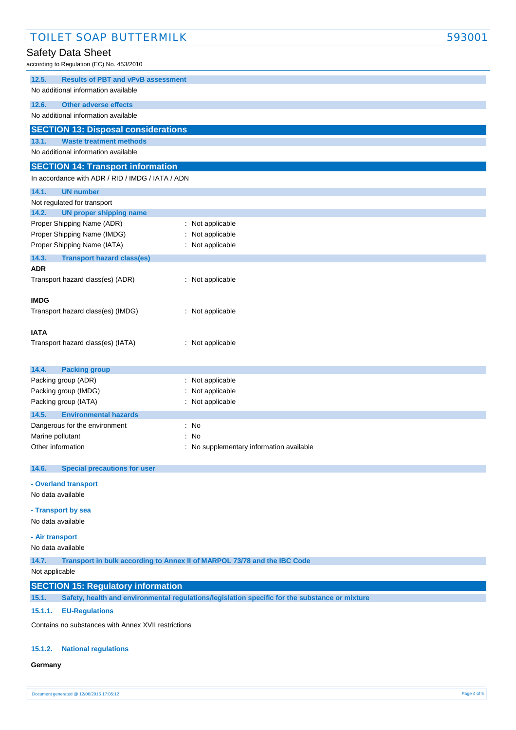### 12.5. Results of PBT and vPvB assessment

No additional information available

### 12.6. Other adverse effects

No additional information available

## SECTION 13: Disposal considerations

### 13.1. Waste treatment methods

No additional information available

## SECTION 14: Transport information

In accordance with ADR / RID / IMDG / IATA / ADN

### 14.1. UN number

Not regulated for transport

### 14.2. UN proper shipping name

Proper Shipping Name (ADR) : Not applicable
Proper Shipping Name (IMDG) : Not applicable
Proper Shipping Name (IATA) : Not applicable

### 14.3. Transport hazard class(es)

**ADR**

Transport hazard class(es) (ADR) : Not applicable

**IMDG**

Transport hazard class(es) (IMDG) : Not applicable

**IATA**

Transport hazard class(es) (IATA) : Not applicable

### 14.4. Packing group

Packing group (ADR) : Not applicable
Packing group (IMDG) : Not applicable
Packing group (IATA) : Not applicable

### 14.5. Environmental hazards

Dangerous for the environment : No
Marine pollutant : No
Other information : No supplementary information available

### 14.6. Special precautions for user

**- Overland transport**

No data available

**- Transport by sea**

No data available

**- Air transport**

No data available

### 14.7. Transport in bulk according to Annex II of MARPOL 73/78 and the IBC Code

Not applicable

## SECTION 15: Regulatory information

### 15.1. Safety, health and environmental regulations/legislation specific for the substance or mixture

#### 15.1.1. EU-Regulations

Contains no substances with Annex XVII restrictions

#### 15.1.2. National regulations

**Germany**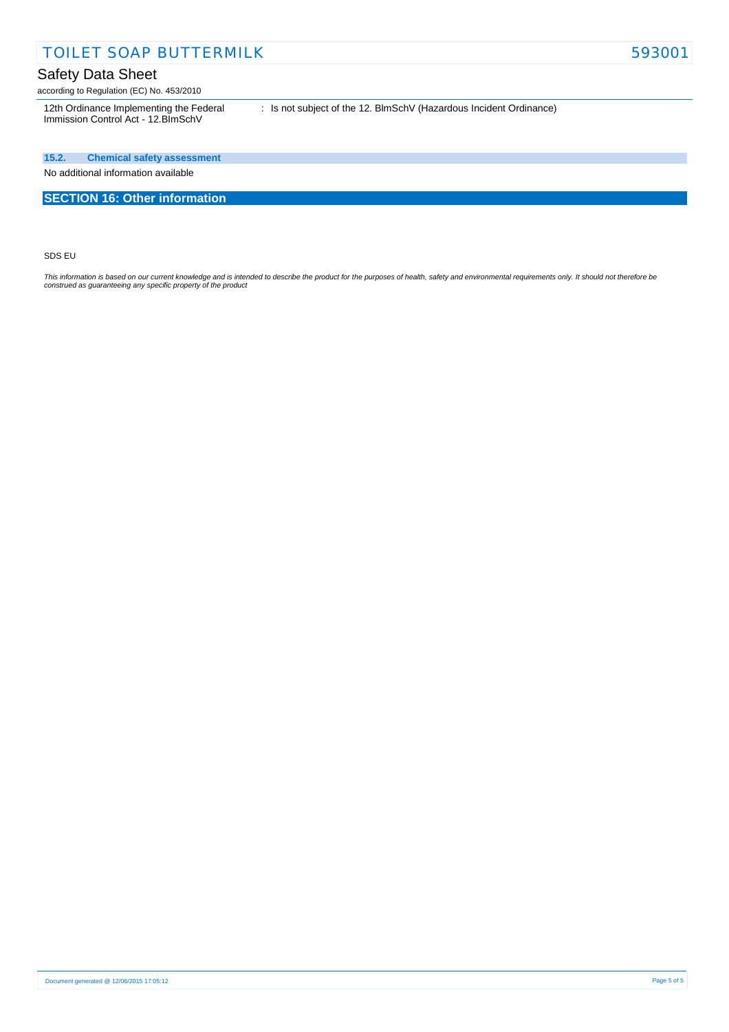| | |
|---|---|
| 12th Ordinance Implementing the Federal Immission Control Act - 12.BImSchV | : Is not subject of the 12. BlmSchV (Hazardous Incident Ordinance) |

### 15.2. Chemical safety assessment

No additional information available

## SECTION 16: Other information

SDS EU

*This information is based on our current knowledge and is intended to describe the product for the purposes of health, safety and environmental requirements only. It should not therefore be construed as guaranteeing any specific property of the product*